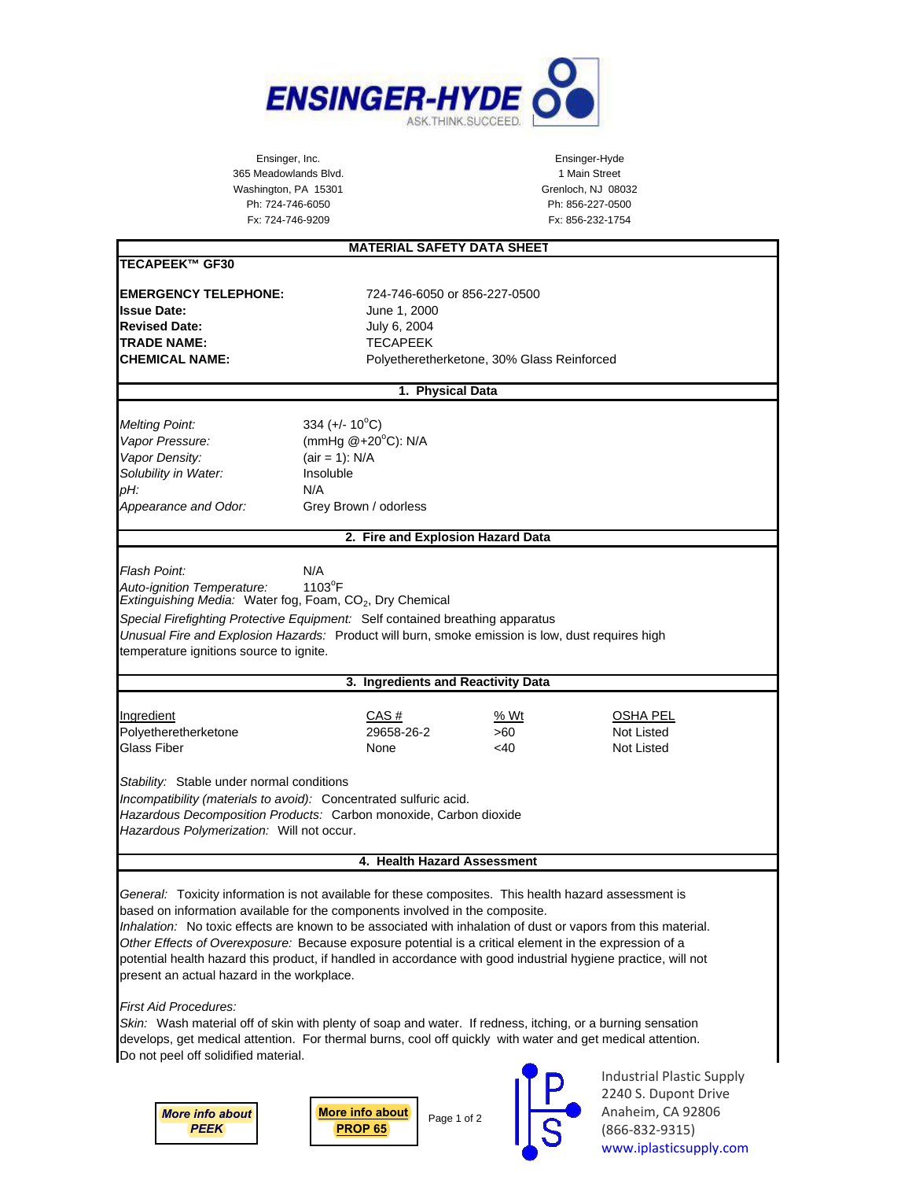# ENSINGER-HYDE

ASK.THINK.SUCCEED.

Ensinger, Inc.
365 Meadowlands Blvd.
Washington, PA 15301
Ph: 724-746-6050
Fx: 724-746-9209

Ensinger-Hyde
1 Main Street
Grenloch, NJ 08032
Ph: 856-227-0500
Fx: 856-232-1754

## MATERIAL SAFETY DATA SHEET

**TECAPEEK™ GF30**

**EMERGENCY TELEPHONE:** 724-746-6050 or 856-227-0500
**Issue Date:** June 1, 2000
**Revised Date:** July 6, 2004
**TRADE NAME:** TECAPEEK
**CHEMICAL NAME:** Polyetheretherketone, 30% Glass Reinforced

### 1. Physical Data

*Melting Point:* 334 (+/- 10°C)
*Vapor Pressure:* (mmHg @+20°C): N/A
*Vapor Density:* (air = 1): N/A
*Solubility in Water:* Insoluble
*pH:* N/A
*Appearance and Odor:* Grey Brown / odorless

### 2. Fire and Explosion Hazard Data

*Flash Point:* N/A
*Auto-ignition Temperature:* 1103°F
*Extinguishing Media:* Water fog, Foam, $CO_2$, Dry Chemical
*Special Firefighting Protective Equipment:* Self contained breathing apparatus
*Unusual Fire and Explosion Hazards:* Product will burn, smoke emission is low, dust requires high temperature ignitions source to ignite.

### 3. Ingredients and Reactivity Data

| Ingredient | CAS # | % Wt | OSHA PEL |
|---|---|---|---|
| Polyetheretherketone | 29658-26-2 | >60 | Not Listed |
| Glass Fiber | None | <40 | Not Listed |

*Stability:* Stable under normal conditions
*Incompatibility (materials to avoid):* Concentrated sulfuric acid.
*Hazardous Decomposition Products:* Carbon monoxide, Carbon dioxide
*Hazardous Polymerization:* Will not occur.

### 4. Health Hazard Assessment

*General:* Toxicity information is not available for these composites. This health hazard assessment is based on information available for the components involved in the composite.
*Inhalation:* No toxic effects are known to be associated with inhalation of dust or vapors from this material.
*Other Effects of Overexposure:* Because exposure potential is a critical element in the expression of a potential health hazard this product, if handled in accordance with good industrial hygiene practice, will not present an actual hazard in the workplace.

*First Aid Procedures:*
*Skin:* Wash material off of skin with plenty of soap and water. If redness, itching, or a burning sensation develops, get medical attention. For thermal burns, cool off quickly with water and get medical attention. Do not peel off solidified material.

**More info about PEEK**

**More info about PROP 65**

Industrial Plastic Supply
2240 S. Dupont Drive
Anaheim, CA 92806
(866-832-9315)
www.iplasticsupply.com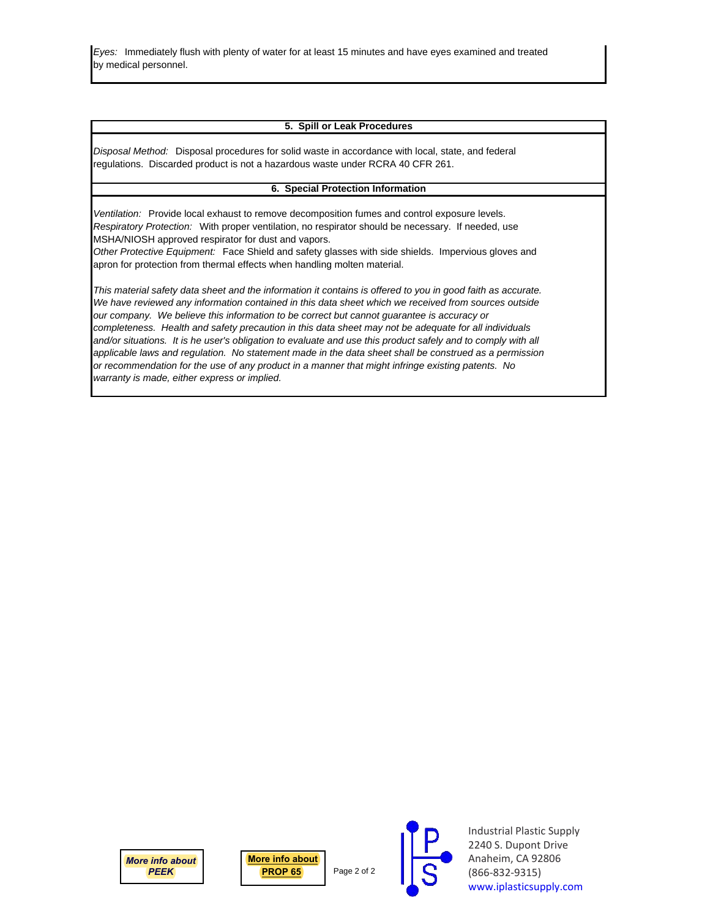*Eyes:* Immediately flush with plenty of water for at least 15 minutes and have eyes examined and treated by medical personnel.

## 5. Spill or Leak Procedures

*Disposal Method:* Disposal procedures for solid waste in accordance with local, state, and federal regulations. Discarded product is not a hazardous waste under RCRA 40 CFR 261.

## 6. Special Protection Information

*Ventilation:* Provide local exhaust to remove decomposition fumes and control exposure levels.
*Respiratory Protection:* With proper ventilation, no respirator should be necessary. If needed, use MSHA/NIOSH approved respirator for dust and vapors.
*Other Protective Equipment:* Face Shield and safety glasses with side shields. Impervious gloves and apron for protection from thermal effects when handling molten material.

*This material safety data sheet and the information it contains is offered to you in good faith as accurate. We have reviewed any information contained in this data sheet which we received from sources outside our company. We believe this information to be correct but cannot guarantee is accuracy or completeness. Health and safety precaution in this data sheet may not be adequate for all individuals and/or situations. It is he user's obligation to evaluate and use this product safely and to comply with all applicable laws and regulation. No statement made in the data sheet shall be construed as a permission or recommendation for the use of any product in a manner that might infringe existing patents. No warranty is made, either express or implied.*

***More info about PEEK***

**More info about PROP 65**

Industrial Plastic Supply
2240 S. Dupont Drive
Anaheim, CA 92806
(866-832-9315)
www.iplasticsupply.com